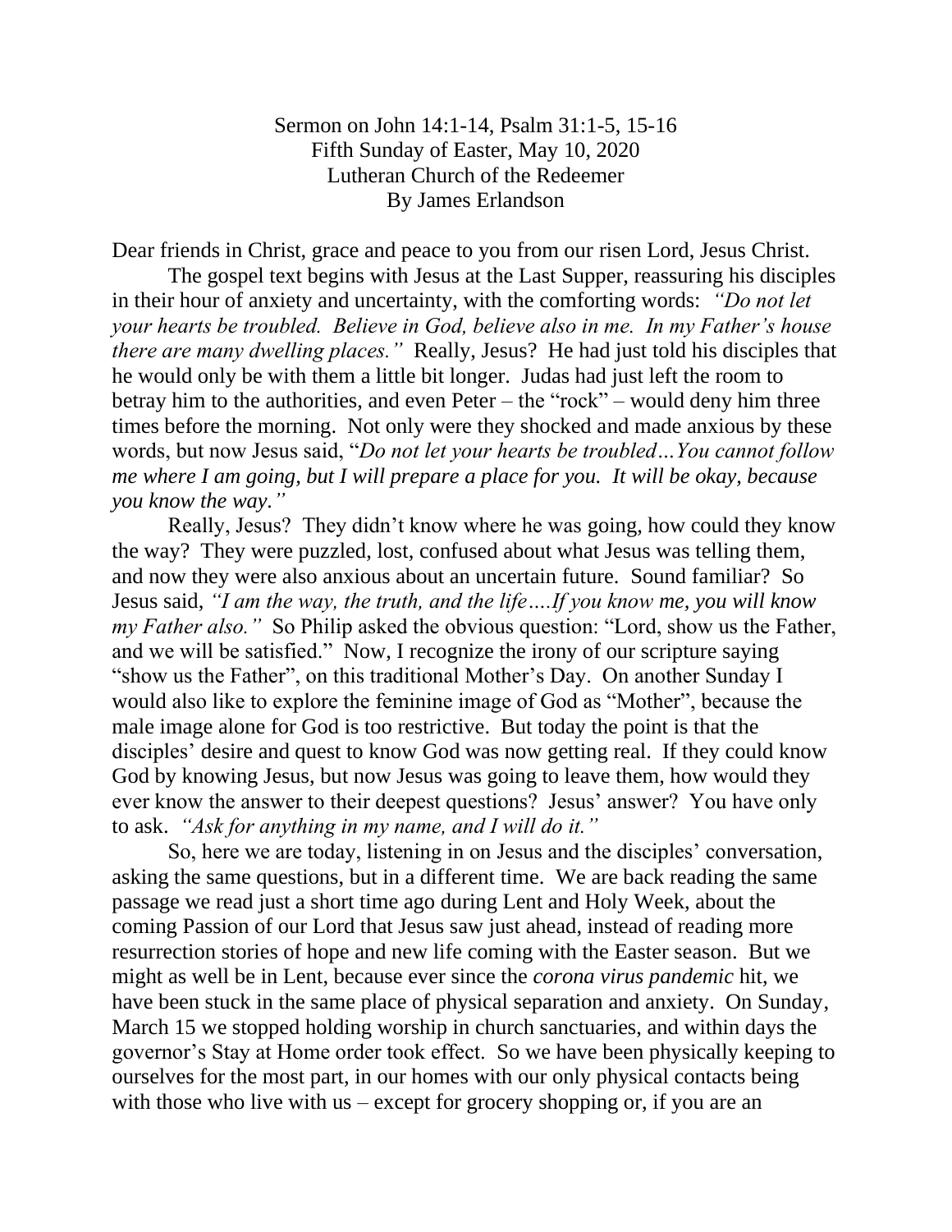Sermon on John 14:1-14, Psalm 31:1-5, 15-16
Fifth Sunday of Easter, May 10, 2020
Lutheran Church of the Redeemer
By James Erlandson

Dear friends in Christ, grace and peace to you from our risen Lord, Jesus Christ.

The gospel text begins with Jesus at the Last Supper, reassuring his disciples in their hour of anxiety and uncertainty, with the comforting words: *"Do not let your hearts be troubled. Believe in God, believe also in me. In my Father's house there are many dwelling places."* Really, Jesus? He had just told his disciples that he would only be with them a little bit longer. Judas had just left the room to betray him to the authorities, and even Peter – the "rock" – would deny him three times before the morning. Not only were they shocked and made anxious by these words, but now Jesus said, "*Do not let your hearts be troubled…You cannot follow me where I am going, but I will prepare a place for you. It will be okay, because you know the way."*

Really, Jesus? They didn't know where he was going, how could they know the way? They were puzzled, lost, confused about what Jesus was telling them, and now they were also anxious about an uncertain future. Sound familiar? So Jesus said, *"I am the way, the truth, and the life….If you know me, you will know my Father also."* So Philip asked the obvious question: "Lord, show us the Father, and we will be satisfied." Now, I recognize the irony of our scripture saying "show us the Father", on this traditional Mother's Day. On another Sunday I would also like to explore the feminine image of God as "Mother", because the male image alone for God is too restrictive. But today the point is that the disciples' desire and quest to know God was now getting real. If they could know God by knowing Jesus, but now Jesus was going to leave them, how would they ever know the answer to their deepest questions? Jesus' answer? You have only to ask. *"Ask for anything in my name, and I will do it."*

So, here we are today, listening in on Jesus and the disciples' conversation, asking the same questions, but in a different time. We are back reading the same passage we read just a short time ago during Lent and Holy Week, about the coming Passion of our Lord that Jesus saw just ahead, instead of reading more resurrection stories of hope and new life coming with the Easter season. But we might as well be in Lent, because ever since the *corona virus pandemic* hit, we have been stuck in the same place of physical separation and anxiety. On Sunday, March 15 we stopped holding worship in church sanctuaries, and within days the governor's Stay at Home order took effect. So we have been physically keeping to ourselves for the most part, in our homes with our only physical contacts being with those who live with us – except for grocery shopping or, if you are an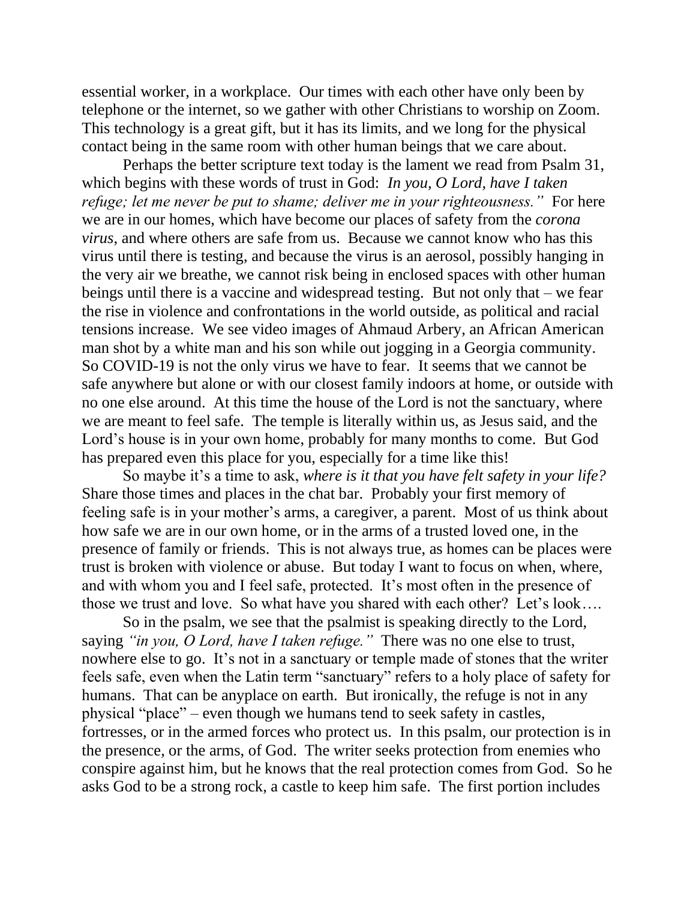essential worker, in a workplace. Our times with each other have only been by telephone or the internet, so we gather with other Christians to worship on Zoom. This technology is a great gift, but it has its limits, and we long for the physical contact being in the same room with other human beings that we care about.

Perhaps the better scripture text today is the lament we read from Psalm 31, which begins with these words of trust in God: *In you, O Lord, have I taken refuge; let me never be put to shame; deliver me in your righteousness."* For here we are in our homes, which have become our places of safety from the *corona virus*, and where others are safe from us. Because we cannot know who has this virus until there is testing, and because the virus is an aerosol, possibly hanging in the very air we breathe, we cannot risk being in enclosed spaces with other human beings until there is a vaccine and widespread testing. But not only that – we fear the rise in violence and confrontations in the world outside, as political and racial tensions increase. We see video images of Ahmaud Arbery, an African American man shot by a white man and his son while out jogging in a Georgia community. So COVID-19 is not the only virus we have to fear. It seems that we cannot be safe anywhere but alone or with our closest family indoors at home, or outside with no one else around. At this time the house of the Lord is not the sanctuary, where we are meant to feel safe. The temple is literally within us, as Jesus said, and the Lord's house is in your own home, probably for many months to come. But God has prepared even this place for you, especially for a time like this!

So maybe it's a time to ask, *where is it that you have felt safety in your life?* Share those times and places in the chat bar. Probably your first memory of feeling safe is in your mother's arms, a caregiver, a parent. Most of us think about how safe we are in our own home, or in the arms of a trusted loved one, in the presence of family or friends. This is not always true, as homes can be places were trust is broken with violence or abuse. But today I want to focus on when, where, and with whom you and I feel safe, protected. It's most often in the presence of those we trust and love. So what have you shared with each other? Let's look….

So in the psalm, we see that the psalmist is speaking directly to the Lord, saying *"in you, O Lord, have I taken refuge."* There was no one else to trust, nowhere else to go. It's not in a sanctuary or temple made of stones that the writer feels safe, even when the Latin term "sanctuary" refers to a holy place of safety for humans. That can be anyplace on earth. But ironically, the refuge is not in any physical "place" – even though we humans tend to seek safety in castles, fortresses, or in the armed forces who protect us. In this psalm, our protection is in the presence, or the arms, of God. The writer seeks protection from enemies who conspire against him, but he knows that the real protection comes from God. So he asks God to be a strong rock, a castle to keep him safe. The first portion includes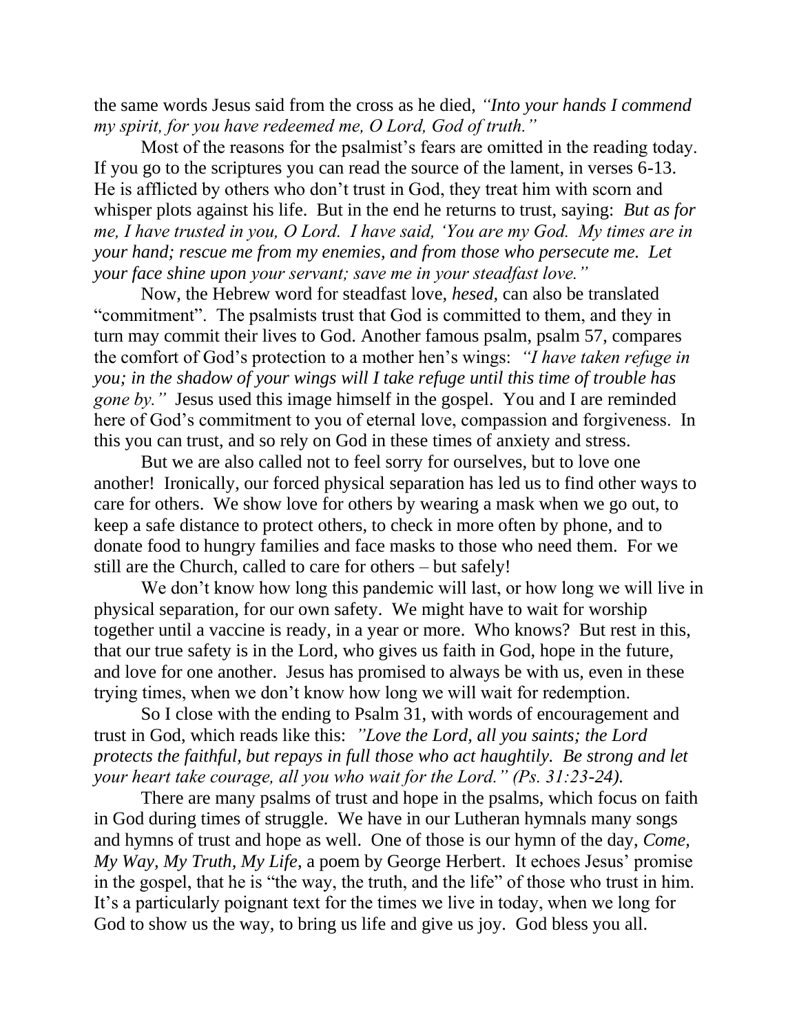the same words Jesus said from the cross as he died, *"Into your hands I commend my spirit, for you have redeemed me, O Lord, God of truth."*

Most of the reasons for the psalmist's fears are omitted in the reading today. If you go to the scriptures you can read the source of the lament, in verses 6-13. He is afflicted by others who don't trust in God, they treat him with scorn and whisper plots against his life. But in the end he returns to trust, saying: *But as for me, I have trusted in you, O Lord. I have said, 'You are my God. My times are in your hand; rescue me from my enemies, and from those who persecute me. Let your face shine upon your servant; save me in your steadfast love."*

Now, the Hebrew word for steadfast love, *hesed,* can also be translated "commitment". The psalmists trust that God is committed to them, and they in turn may commit their lives to God. Another famous psalm, psalm 57, compares the comfort of God's protection to a mother hen's wings: *"I have taken refuge in you; in the shadow of your wings will I take refuge until this time of trouble has gone by."* Jesus used this image himself in the gospel. You and I are reminded here of God's commitment to you of eternal love, compassion and forgiveness. In this you can trust, and so rely on God in these times of anxiety and stress.

But we are also called not to feel sorry for ourselves, but to love one another! Ironically, our forced physical separation has led us to find other ways to care for others. We show love for others by wearing a mask when we go out, to keep a safe distance to protect others, to check in more often by phone, and to donate food to hungry families and face masks to those who need them. For we still are the Church, called to care for others – but safely!

We don't know how long this pandemic will last, or how long we will live in physical separation, for our own safety. We might have to wait for worship together until a vaccine is ready, in a year or more. Who knows? But rest in this, that our true safety is in the Lord, who gives us faith in God, hope in the future, and love for one another. Jesus has promised to always be with us, even in these trying times, when we don't know how long we will wait for redemption.

So I close with the ending to Psalm 31, with words of encouragement and trust in God, which reads like this: *"Love the Lord, all you saints; the Lord protects the faithful, but repays in full those who act haughtily. Be strong and let your heart take courage, all you who wait for the Lord." (Ps. 31:23-24).*

There are many psalms of trust and hope in the psalms, which focus on faith in God during times of struggle. We have in our Lutheran hymnals many songs and hymns of trust and hope as well. One of those is our hymn of the day, *Come, My Way, My Truth, My Life,* a poem by George Herbert. It echoes Jesus' promise in the gospel, that he is "the way, the truth, and the life" of those who trust in him. It's a particularly poignant text for the times we live in today, when we long for God to show us the way, to bring us life and give us joy. God bless you all.